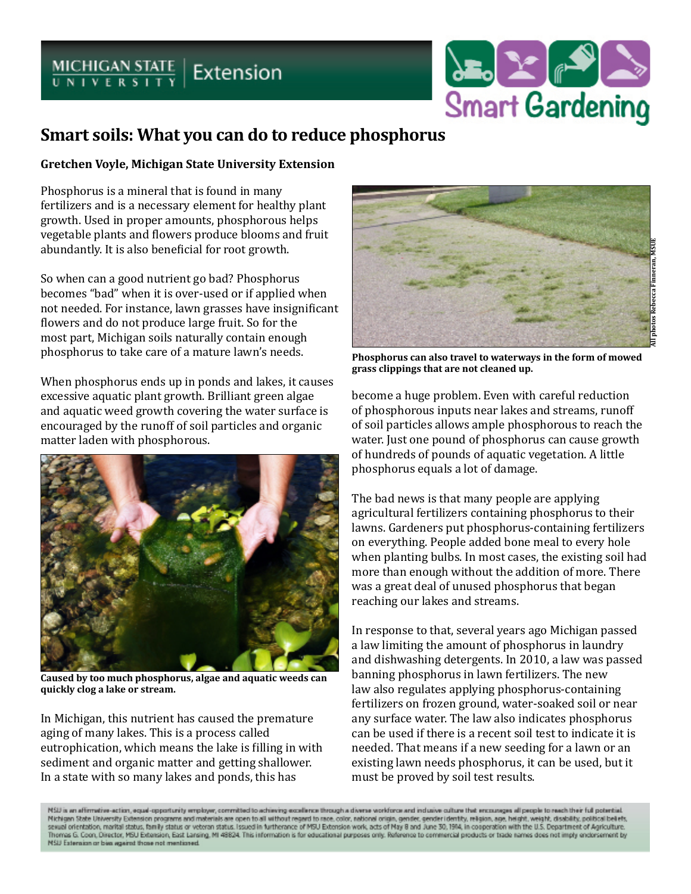MICHIGAN STATE UNIVERSITY Extension

Smart Gardening

# Smart soils: What you can do to reduce phosphorus

**Gretchen Voyle, Michigan State University Extension**

Phosphorus is a mineral that is found in many fertilizers and is a necessary element for healthy plant growth. Used in proper amounts, phosphorous helps vegetable plants and flowers produce blooms and fruit abundantly. It is also beneficial for root growth.

So when can a good nutrient go bad? Phosphorus becomes "bad" when it is over-used or if applied when not needed. For instance, lawn grasses have insignificant flowers and do not produce large fruit. So for the most part, Michigan soils naturally contain enough phosphorus to take care of a mature lawn's needs.

When phosphorus ends up in ponds and lakes, it causes excessive aquatic plant growth. Brilliant green algae and aquatic weed growth covering the water surface is encouraged by the runoff of soil particles and organic matter laden with phosphorous.

**Caused by too much phosphorus, algae and aquatic weeds can quickly clog a lake or stream.**

In Michigan, this nutrient has caused the premature aging of many lakes. This is a process called eutrophication, which means the lake is filling in with sediment and organic matter and getting shallower. In a state with so many lakes and ponds, this has become a huge problem. Even with careful reduction of phosphorous inputs near lakes and streams, runoff of soil particles allows ample phosphorous to reach the water. Just one pound of phosphorus can cause growth of hundreds of pounds of aquatic vegetation. A little phosphorus equals a lot of damage.

**Phosphorus can also travel to waterways in the form of mowed grass clippings that are not cleaned up.**

All photos Rebecca Finneran, MSUE

The bad news is that many people are applying agricultural fertilizers containing phosphorus to their lawns. Gardeners put phosphorus-containing fertilizers on everything. People added bone meal to every hole when planting bulbs. In most cases, the existing soil had more than enough without the addition of more. There was a great deal of unused phosphorus that began reaching our lakes and streams.

In response to that, several years ago Michigan passed a law limiting the amount of phosphorus in laundry and dishwashing detergents. In 2010, a law was passed banning phosphorus in lawn fertilizers. The new law also regulates applying phosphorus-containing fertilizers on frozen ground, water-soaked soil or near any surface water. The law also indicates phosphorus can be used if there is a recent soil test to indicate it is needed. That means if a new seeding for a lawn or an existing lawn needs phosphorus, it can be used, but it must be proved by soil test results.

MSU is an affirmative-action, equal-opportunity employer, committed to achieving excellence through a diverse workforce and inclusive culture that encourages all people to reach their full potential. Michigan State University Extension programs and materials are open to all without regard to race, color, national origin, gender, gender identity, religion, age, height, weight, disability, political beliefs, sexual orientation, marital status, family status or veteran status. Issued in furtherance of MSU Extension work, acts of May 8 and June 30, 1914, in cooperation with the U.S. Department of Agriculture. Thomas G. Coon, Director, MSU Extension, East Lansing, MI 48824. This information is for educational purposes only. Reference to commercial products or trade names does not imply endorsement by MSU Extension or bias against those not mentioned.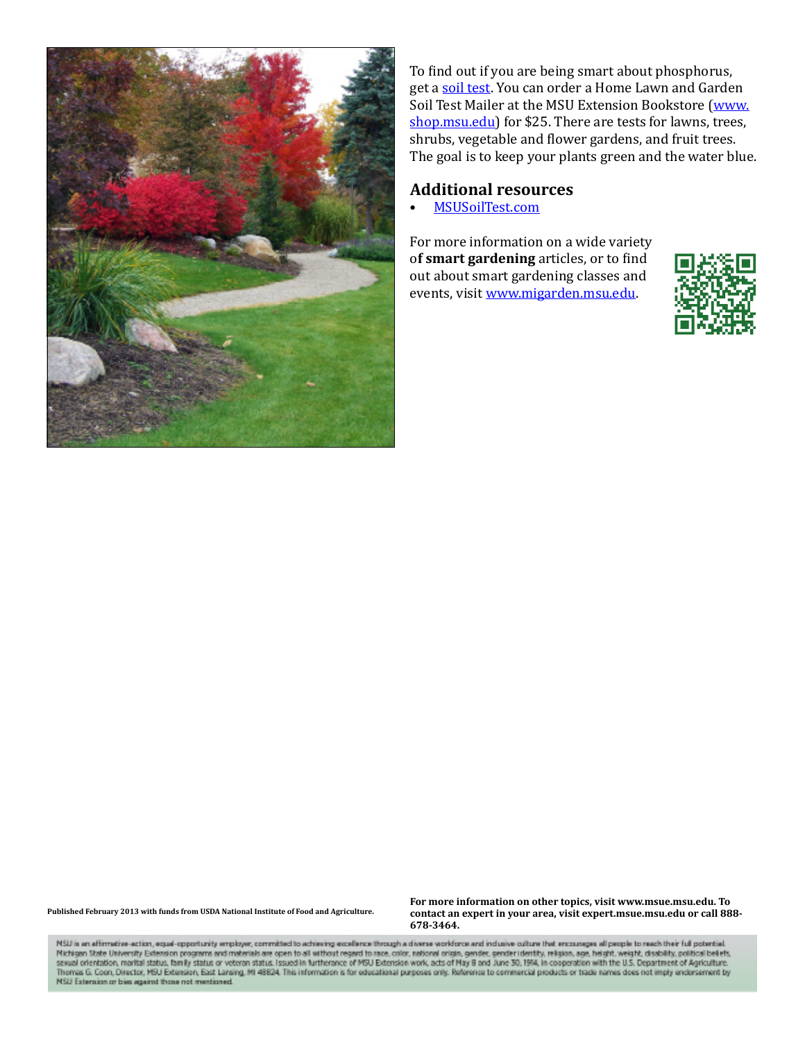To find out if you are being smart about phosphorus, get a soil test. You can order a Home Lawn and Garden Soil Test Mailer at the MSU Extension Bookstore (www.shop.msu.edu) for $25. There are tests for lawns, trees, shrubs, vegetable and flower gardens, and fruit trees. The goal is to keep your plants green and the water blue.

## Additional resources

- MSUSoilTest.com

For more information on a wide variety of **smart gardening** articles, or to find out about smart gardening classes and events, visit www.migarden.msu.edu.

**Published February 2013 with funds from USDA National Institute of Food and Agriculture.**

**For more information on other topics, visit www.msue.msu.edu. To contact an expert in your area, visit expert.msue.msu.edu or call 888-678-3464.**

MSU is an affirmative-action, equal-opportunity employer, committed to achieving excellence through a diverse workforce and inclusive culture that encourages all people to reach their full potential. Michigan State University Extension programs and materials are open to all without regard to race, color, national origin, gender, gender identity, religion, age, height, weight, disability, political beliefs, sexual orientation, marital status, family status or veteran status. Issued in furtherance of MSU Extension work, acts of May 8 and June 30, 1914, in cooperation with the U.S. Department of Agriculture. Thomas G. Coon, Director, MSU Extension, East Lansing, MI 48824. This information is for educational purposes only. Reference to commercial products or trade names does not imply endorsement by MSU Extension or bias against those not mentioned.